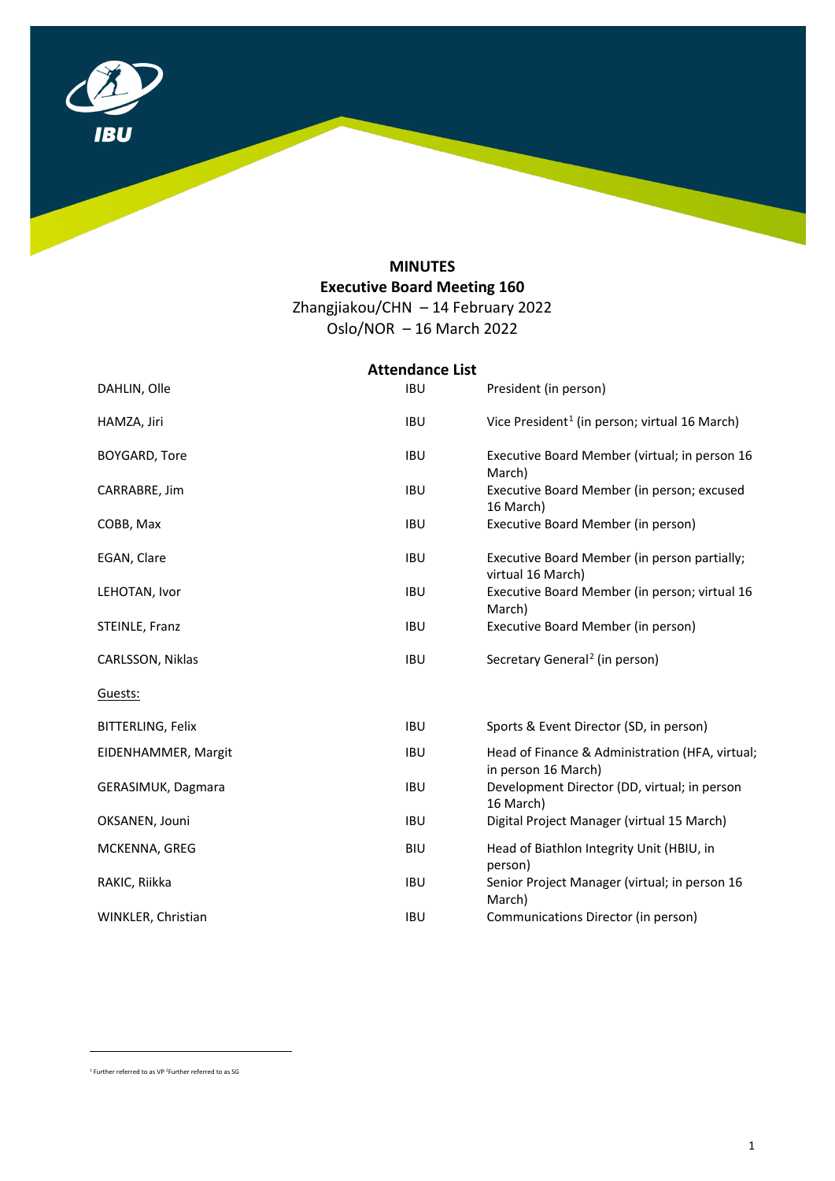# MINUTES
## Executive Board Meeting 160

Zhangjiakou/CHN – 14 February 2022
Oslo/NOR – 16 March 2022

### Attendance List

| | | |
|---|---|---|
| DAHLIN, Olle | IBU | President (in person) |
| HAMZA, Jiri | IBU | Vice President[1] (in person; virtual 16 March) |
| BOYGARD, Tore | IBU | Executive Board Member (virtual; in person 16 March) |
| CARRABRE, Jim | IBU | Executive Board Member (in person; excused 16 March) |
| COBB, Max | IBU | Executive Board Member (in person) |
| EGAN, Clare | IBU | Executive Board Member (in person partially; virtual 16 March) |
| LEHOTAN, Ivor | IBU | Executive Board Member (in person; virtual 16 March) |
| STEINLE, Franz | IBU | Executive Board Member (in person) |
| CARLSSON, Niklas | IBU | Secretary General[2] (in person) |

Guests:

| | | |
|---|---|---|
| BITTERLING, Felix | IBU | Sports & Event Director (SD, in person) |
| EIDENHAMMER, Margit | IBU | Head of Finance & Administration (HFA, virtual; in person 16 March) |
| GERASIMUK, Dagmara | IBU | Development Director (DD, virtual; in person 16 March) |
| OKSANEN, Jouni | IBU | Digital Project Manager (virtual 15 March) |
| MCKENNA, GREG | BIU | Head of Biathlon Integrity Unit (HBIU, in person) |
| RAKIC, Riikka | IBU | Senior Project Manager (virtual; in person 16 March) |
| WINKLER, Christian | IBU | Communications Director (in person) |

---

[1] Further referred to as VP [2] Further referred to as SG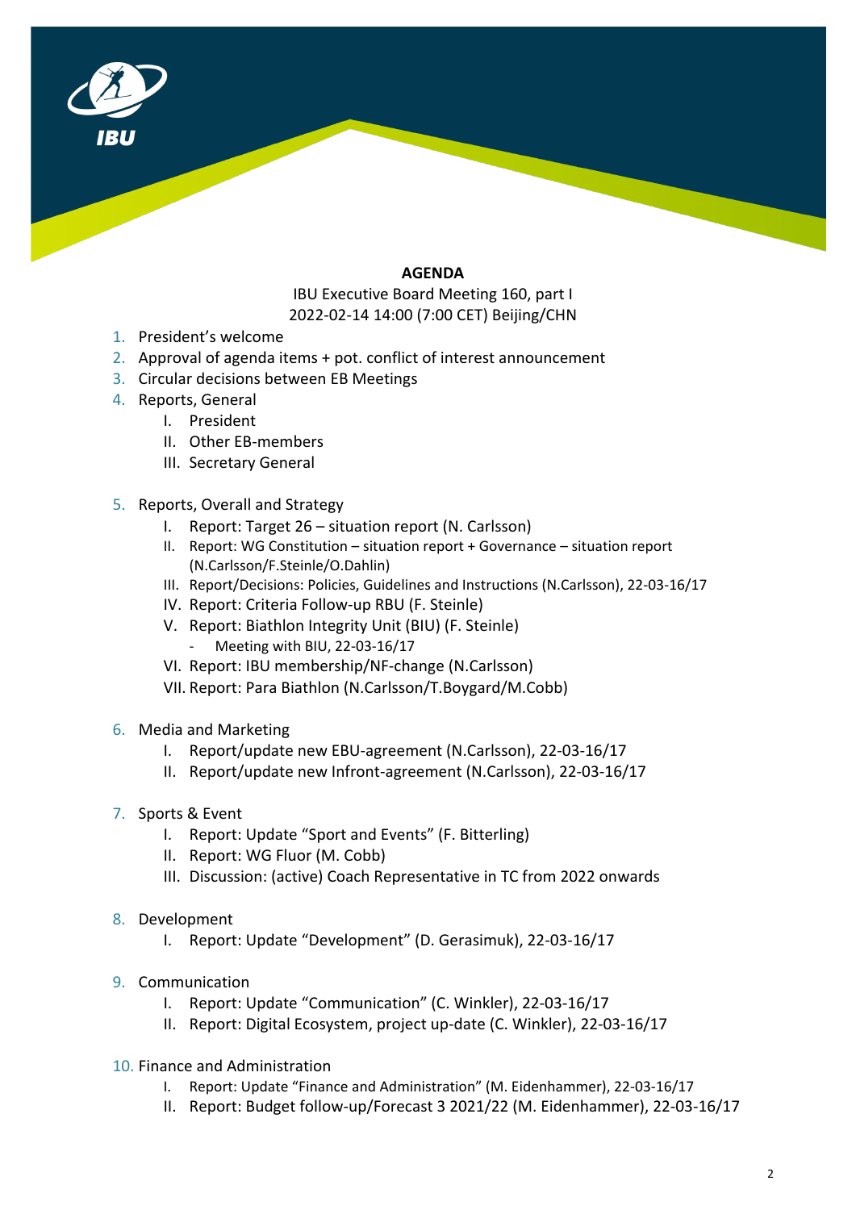**AGENDA**

IBU Executive Board Meeting 160, part I
2022-02-14 14:00 (7:00 CET) Beijing/CHN

1. President's welcome
2. Approval of agenda items + pot. conflict of interest announcement
3. Circular decisions between EB Meetings
4. Reports, General
    I. President
    II. Other EB-members
    III. Secretary General
5. Reports, Overall and Strategy
    I. Report: Target 26 – situation report (N. Carlsson)
    II. Report: WG Constitution – situation report + Governance – situation report (N.Carlsson/F.Steinle/O.Dahlin)
    III. Report/Decisions: Policies, Guidelines and Instructions (N.Carlsson), 22-03-16/17
    IV. Report: Criteria Follow-up RBU (F. Steinle)
    V. Report: Biathlon Integrity Unit (BIU) (F. Steinle)
        - Meeting with BIU, 22-03-16/17
    VI. Report: IBU membership/NF-change (N.Carlsson)
    VII. Report: Para Biathlon (N.Carlsson/T.Boygard/M.Cobb)
6. Media and Marketing
    I. Report/update new EBU-agreement (N.Carlsson), 22-03-16/17
    II. Report/update new Infront-agreement (N.Carlsson), 22-03-16/17
7. Sports & Event
    I. Report: Update "Sport and Events" (F. Bitterling)
    II. Report: WG Fluor (M. Cobb)
    III. Discussion: (active) Coach Representative in TC from 2022 onwards
8. Development
    I. Report: Update "Development" (D. Gerasimuk), 22-03-16/17
9. Communication
    I. Report: Update "Communication" (C. Winkler), 22-03-16/17
    II. Report: Digital Ecosystem, project up-date (C. Winkler), 22-03-16/17
10. Finance and Administration
    I. Report: Update "Finance and Administration" (M. Eidenhammer), 22-03-16/17
    II. Report: Budget follow-up/Forecast 3 2021/22 (M. Eidenhammer), 22-03-16/17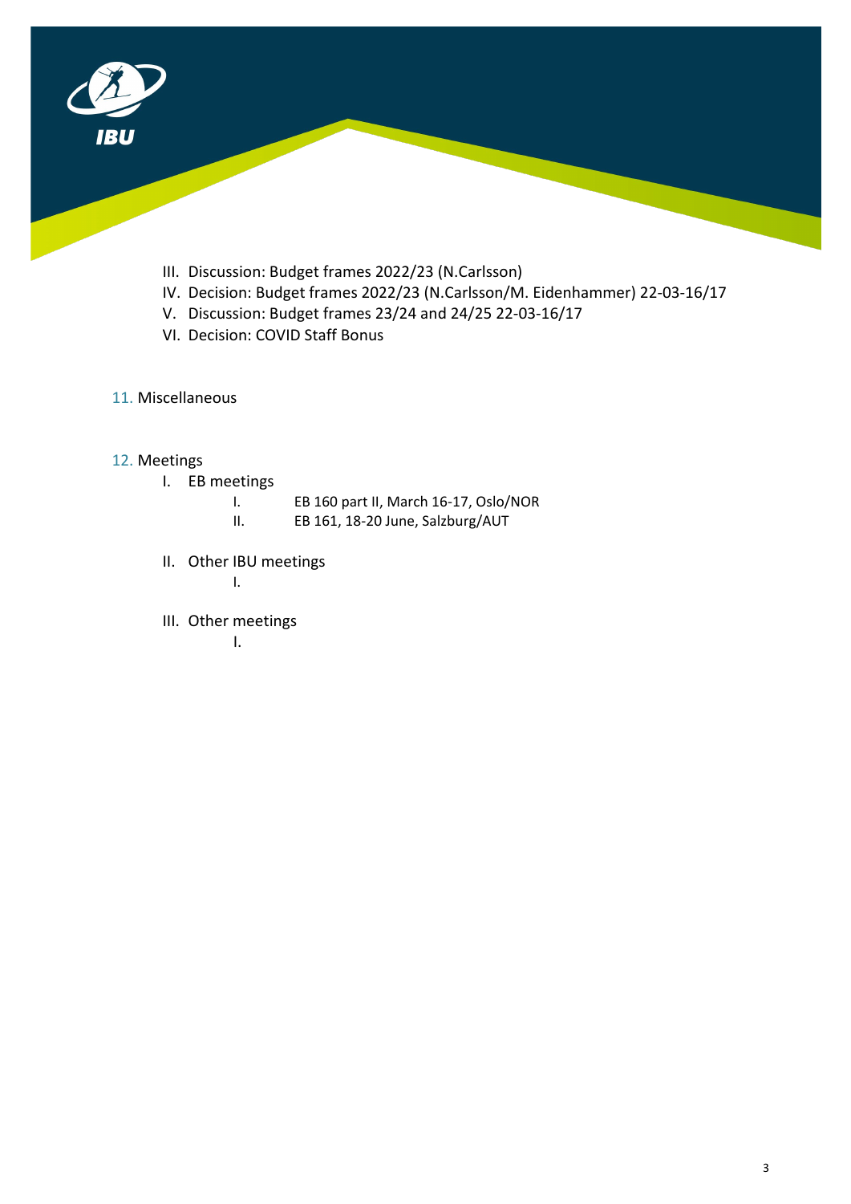III. Discussion: Budget frames 2022/23 (N.Carlsson)
IV. Decision: Budget frames 2022/23 (N.Carlsson/M. Eidenhammer) 22-03-16/17
V. Discussion: Budget frames 23/24 and 24/25 22-03-16/17
VI. Decision: COVID Staff Bonus

11. Miscellaneous

12. Meetings

I. EB meetings
    I. EB 160 part II, March 16-17, Oslo/NOR
    II. EB 161, 18-20 June, Salzburg/AUT

II. Other IBU meetings
    I.

III. Other meetings
    I.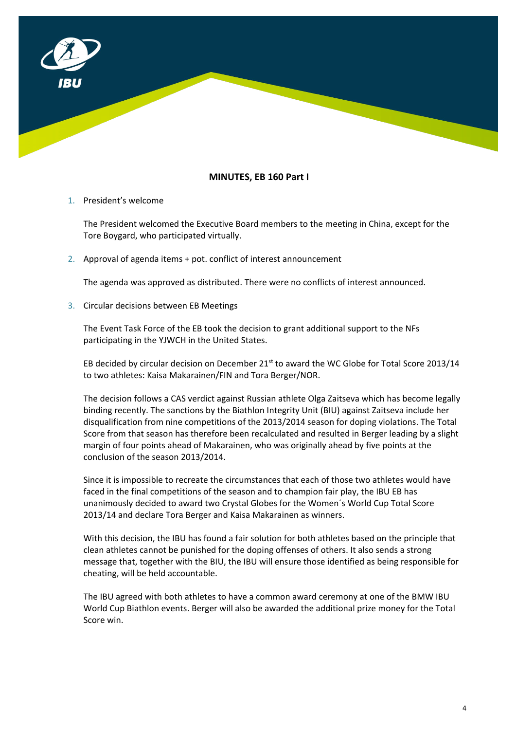**MINUTES, EB 160 Part I**

1. President's welcome

   The President welcomed the Executive Board members to the meeting in China, except for the Tore Boygard, who participated virtually.

2. Approval of agenda items + pot. conflict of interest announcement

   The agenda was approved as distributed. There were no conflicts of interest announced.

3. Circular decisions between EB Meetings

   The Event Task Force of the EB took the decision to grant additional support to the NFs participating in the YJWCH in the United States.

   EB decided by circular decision on December 21st to award the WC Globe for Total Score 2013/14 to two athletes: Kaisa Makarainen/FIN and Tora Berger/NOR.

   The decision follows a CAS verdict against Russian athlete Olga Zaitseva which has become legally binding recently. The sanctions by the Biathlon Integrity Unit (BIU) against Zaitseva include her disqualification from nine competitions of the 2013/2014 season for doping violations. The Total Score from that season has therefore been recalculated and resulted in Berger leading by a slight margin of four points ahead of Makarainen, who was originally ahead by five points at the conclusion of the season 2013/2014.

   Since it is impossible to recreate the circumstances that each of those two athletes would have faced in the final competitions of the season and to champion fair play, the IBU EB has unanimously decided to award two Crystal Globes for the Women´s World Cup Total Score 2013/14 and declare Tora Berger and Kaisa Makarainen as winners.

   With this decision, the IBU has found a fair solution for both athletes based on the principle that clean athletes cannot be punished for the doping offenses of others. It also sends a strong message that, together with the BIU, the IBU will ensure those identified as being responsible for cheating, will be held accountable.

   The IBU agreed with both athletes to have a common award ceremony at one of the BMW IBU World Cup Biathlon events. Berger will also be awarded the additional prize money for the Total Score win.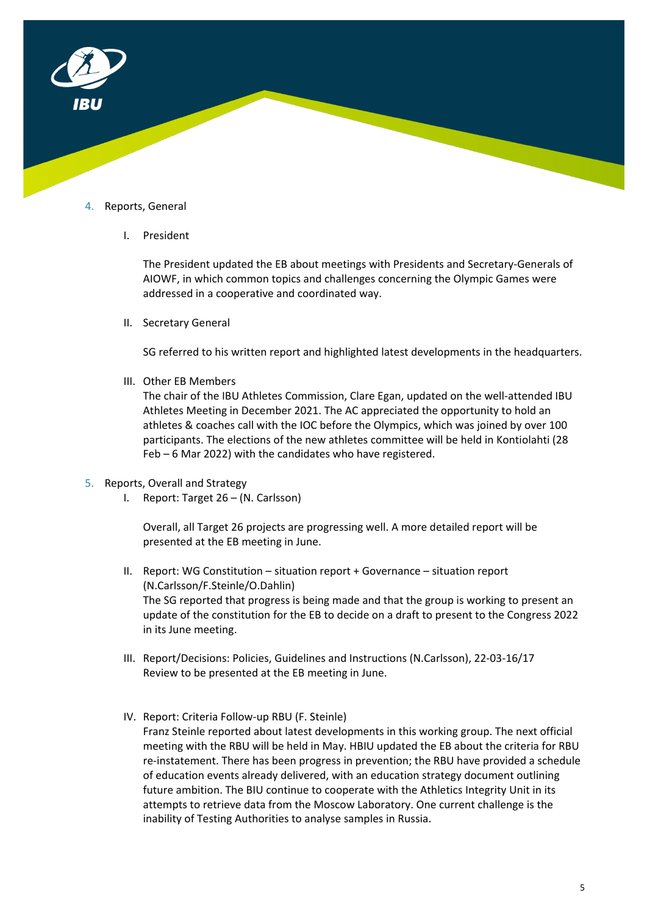4. Reports, General

    I. President

    The President updated the EB about meetings with Presidents and Secretary-Generals of AIOWF, in which common topics and challenges concerning the Olympic Games were addressed in a cooperative and coordinated way.

    II. Secretary General

    SG referred to his written report and highlighted latest developments in the headquarters.

    III. Other EB Members

    The chair of the IBU Athletes Commission, Clare Egan, updated on the well-attended IBU Athletes Meeting in December 2021. The AC appreciated the opportunity to hold an athletes & coaches call with the IOC before the Olympics, which was joined by over 100 participants. The elections of the new athletes committee will be held in Kontiolahti (28 Feb – 6 Mar 2022) with the candidates who have registered.

5. Reports, Overall and Strategy

    I. Report: Target 26 – (N. Carlsson)

    Overall, all Target 26 projects are progressing well. A more detailed report will be presented at the EB meeting in June.

    II. Report: WG Constitution – situation report + Governance – situation report (N.Carlsson/F.Steinle/O.Dahlin)

    The SG reported that progress is being made and that the group is working to present an update of the constitution for the EB to decide on a draft to present to the Congress 2022 in its June meeting.

    III. Report/Decisions: Policies, Guidelines and Instructions (N.Carlsson), 22-03-16/17

    Review to be presented at the EB meeting in June.

    IV. Report: Criteria Follow-up RBU (F. Steinle)

    Franz Steinle reported about latest developments in this working group. The next official meeting with the RBU will be held in May. HBIU updated the EB about the criteria for RBU re-instatement. There has been progress in prevention; the RBU have provided a schedule of education events already delivered, with an education strategy document outlining future ambition. The BIU continue to cooperate with the Athletics Integrity Unit in its attempts to retrieve data from the Moscow Laboratory. One current challenge is the inability of Testing Authorities to analyse samples in Russia.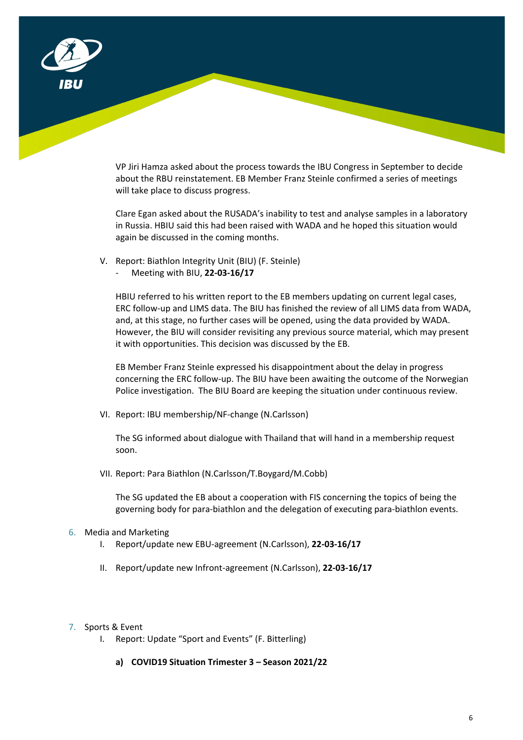VP Jiri Hamza asked about the process towards the IBU Congress in September to decide about the RBU reinstatement. EB Member Franz Steinle confirmed a series of meetings will take place to discuss progress.

Clare Egan asked about the RUSADA's inability to test and analyse samples in a laboratory in Russia. HBIU said this had been raised with WADA and he hoped this situation would again be discussed in the coming months.

V. Report: Biathlon Integrity Unit (BIU) (F. Steinle)
   - Meeting with BIU, **22-03-16/17**

HBIU referred to his written report to the EB members updating on current legal cases, ERC follow-up and LIMS data. The BIU has finished the review of all LIMS data from WADA, and, at this stage, no further cases will be opened, using the data provided by WADA. However, the BIU will consider revisiting any previous source material, which may present it with opportunities. This decision was discussed by the EB.

EB Member Franz Steinle expressed his disappointment about the delay in progress concerning the ERC follow-up. The BIU have been awaiting the outcome of the Norwegian Police investigation. The BIU Board are keeping the situation under continuous review.

VI. Report: IBU membership/NF-change (N.Carlsson)

The SG informed about dialogue with Thailand that will hand in a membership request soon.

VII. Report: Para Biathlon (N.Carlsson/T.Boygard/M.Cobb)

The SG updated the EB about a cooperation with FIS concerning the topics of being the governing body for para-biathlon and the delegation of executing para-biathlon events.

6. Media and Marketing
   I. Report/update new EBU-agreement (N.Carlsson), **22-03-16/17**

   II. Report/update new Infront-agreement (N.Carlsson), **22-03-16/17**

7. Sports & Event
   I. Report: Update "Sport and Events" (F. Bitterling)

      **a) COVID19 Situation Trimester 3 – Season 2021/22**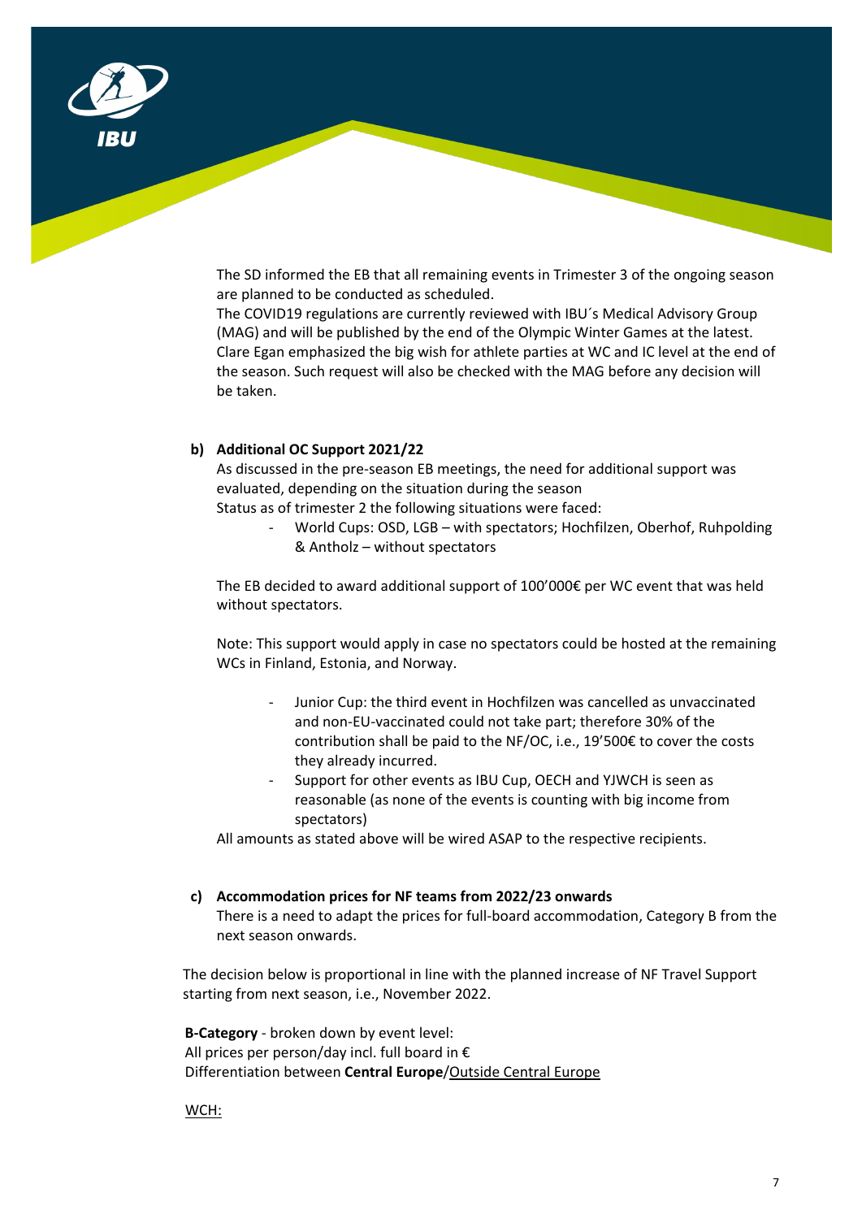The SD informed the EB that all remaining events in Trimester 3 of the ongoing season are planned to be conducted as scheduled.
The COVID19 regulations are currently reviewed with IBU´s Medical Advisory Group (MAG) and will be published by the end of the Olympic Winter Games at the latest. Clare Egan emphasized the big wish for athlete parties at WC and IC level at the end of the season. Such request will also be checked with the MAG before any decision will be taken.

**b) Additional OC Support 2021/22**

As discussed in the pre-season EB meetings, the need for additional support was evaluated, depending on the situation during the season
Status as of trimester 2 the following situations were faced:

- World Cups: OSD, LGB – with spectators; Hochfilzen, Oberhof, Ruhpolding & Antholz – without spectators

The EB decided to award additional support of 100'000€ per WC event that was held without spectators.

Note: This support would apply in case no spectators could be hosted at the remaining WCs in Finland, Estonia, and Norway.

- Junior Cup: the third event in Hochfilzen was cancelled as unvaccinated and non-EU-vaccinated could not take part; therefore 30% of the contribution shall be paid to the NF/OC, i.e., 19'500€ to cover the costs they already incurred.
- Support for other events as IBU Cup, OECH and YJWCH is seen as reasonable (as none of the events is counting with big income from spectators)

All amounts as stated above will be wired ASAP to the respective recipients.

**c) Accommodation prices for NF teams from 2022/23 onwards**

There is a need to adapt the prices for full-board accommodation, Category B from the next season onwards.

The decision below is proportional in line with the planned increase of NF Travel Support starting from next season, i.e., November 2022.

**B-Category** - broken down by event level:
All prices per person/day incl. full board in €
Differentiation between **Central Europe**/<u>Outside Central Europe</u>

<u>WCH:</u>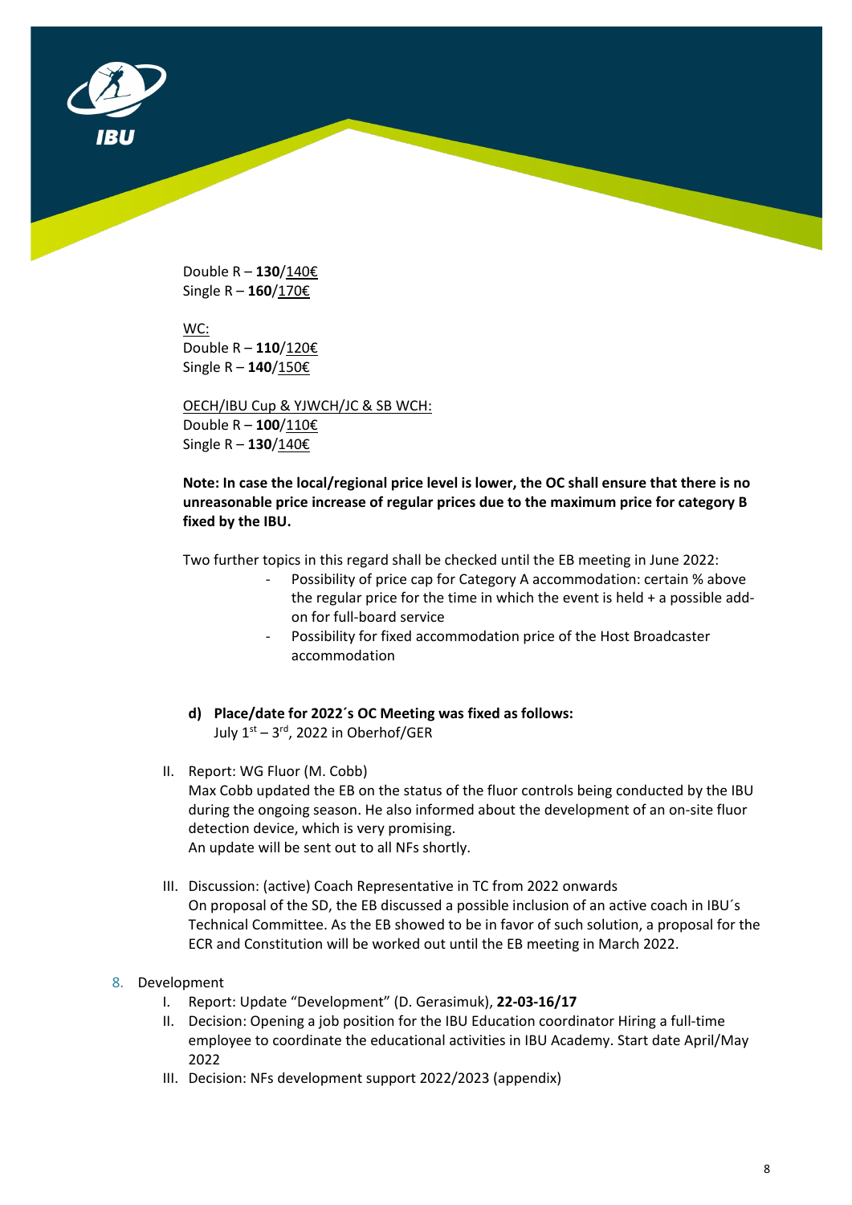Double R – **130**/140€
Single R – **160**/170€

WC:
Double R – **110**/120€
Single R – **140**/150€

OECH/IBU Cup & YJWCH/JC & SB WCH:
Double R – **100**/110€
Single R – **130**/140€

**Note: In case the local/regional price level is lower, the OC shall ensure that there is no unreasonable price increase of regular prices due to the maximum price for category B fixed by the IBU.**

Two further topics in this regard shall be checked until the EB meeting in June 2022:

- Possibility of price cap for Category A accommodation: certain % above the regular price for the time in which the event is held + a possible add-on for full-board service
- Possibility for fixed accommodation price of the Host Broadcaster accommodation

**d) Place/date for 2022´s OC Meeting was fixed as follows:**
July 1st – 3rd, 2022 in Oberhof/GER

II. Report: WG Fluor (M. Cobb)
Max Cobb updated the EB on the status of the fluor controls being conducted by the IBU during the ongoing season. He also informed about the development of an on-site fluor detection device, which is very promising.
An update will be sent out to all NFs shortly.

III. Discussion: (active) Coach Representative in TC from 2022 onwards
On proposal of the SD, the EB discussed a possible inclusion of an active coach in IBU´s Technical Committee. As the EB showed to be in favor of such solution, a proposal for the ECR and Constitution will be worked out until the EB meeting in March 2022.

8. Development
    I. Report: Update "Development" (D. Gerasimuk), **22-03-16/17**
    II. Decision: Opening a job position for the IBU Education coordinator Hiring a full-time employee to coordinate the educational activities in IBU Academy. Start date April/May 2022
    III. Decision: NFs development support 2022/2023 (appendix)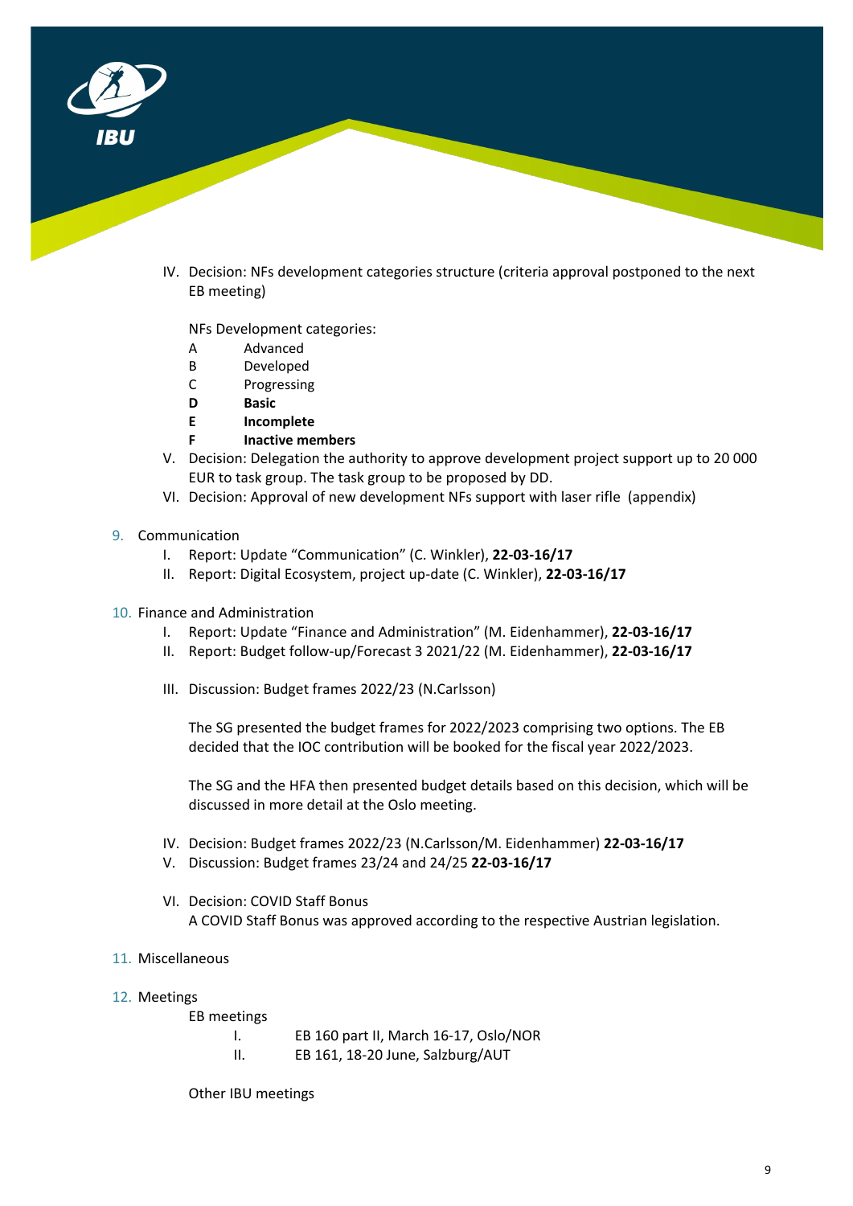IV. Decision: NFs development categories structure (criteria approval postponed to the next EB meeting)

NFs Development categories:

A Advanced
B Developed
C Progressing
**D Basic**
**E Incomplete**
**F Inactive members**

V. Decision: Delegation the authority to approve development project support up to 20 000 EUR to task group. The task group to be proposed by DD.

VI. Decision: Approval of new development NFs support with laser rifle (appendix)

9. Communication
   I. Report: Update "Communication" (C. Winkler), **22-03-16/17**
   II. Report: Digital Ecosystem, project up-date (C. Winkler), **22-03-16/17**

10. Finance and Administration
    I. Report: Update "Finance and Administration" (M. Eidenhammer), **22-03-16/17**
    II. Report: Budget follow-up/Forecast 3 2021/22 (M. Eidenhammer), **22-03-16/17**

    III. Discussion: Budget frames 2022/23 (N.Carlsson)

    The SG presented the budget frames for 2022/2023 comprising two options. The EB decided that the IOC contribution will be booked for the fiscal year 2022/2023.

    The SG and the HFA then presented budget details based on this decision, which will be discussed in more detail at the Oslo meeting.

    IV. Decision: Budget frames 2022/23 (N.Carlsson/M. Eidenhammer) **22-03-16/17**
    V. Discussion: Budget frames 23/24 and 24/25 **22-03-16/17**

    VI. Decision: COVID Staff Bonus
    A COVID Staff Bonus was approved according to the respective Austrian legislation.

11. Miscellaneous

12. Meetings

    EB meetings

    I. EB 160 part II, March 16-17, Oslo/NOR
    II. EB 161, 18-20 June, Salzburg/AUT

    Other IBU meetings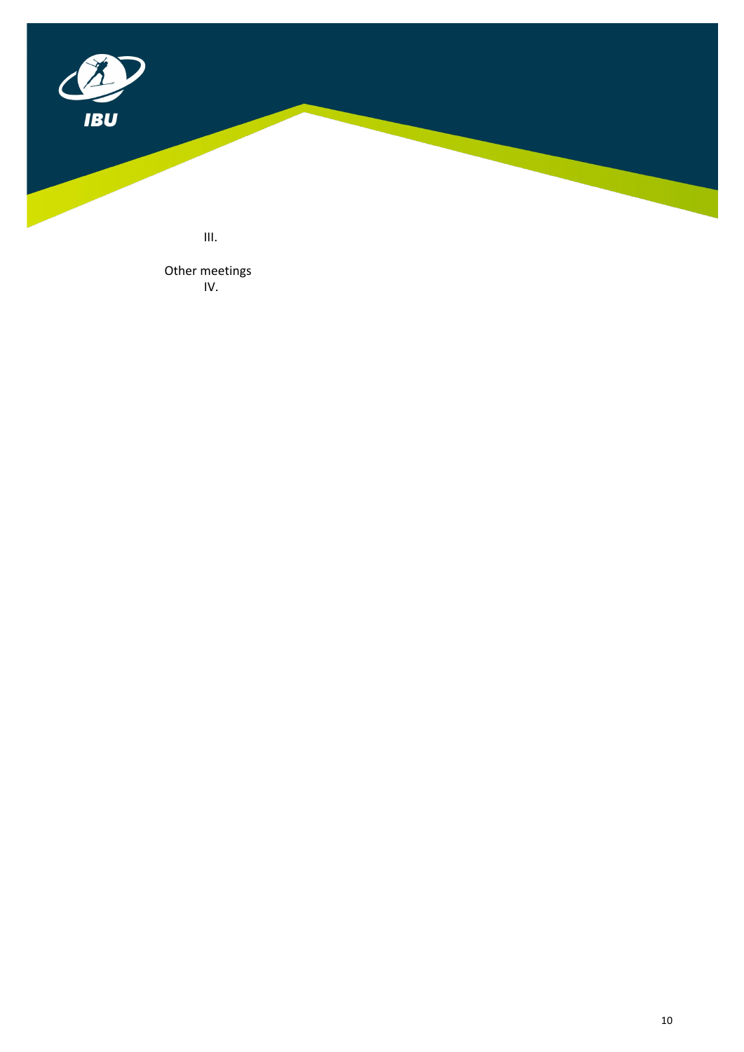III.

Other meetings

IV.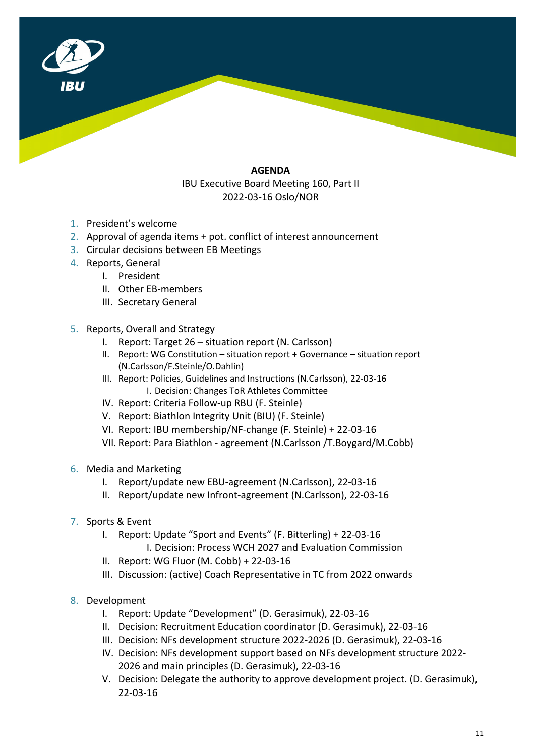**AGENDA**

IBU Executive Board Meeting 160, Part II
2022-03-16 Oslo/NOR

1. President's welcome
2. Approval of agenda items + pot. conflict of interest announcement
3. Circular decisions between EB Meetings
4. Reports, General
   - I. President
   - II. Other EB-members
   - III. Secretary General
5. Reports, Overall and Strategy
   - I. Report: Target 26 – situation report (N. Carlsson)
   - II. Report: WG Constitution – situation report + Governance – situation report (N.Carlsson/F.Steinle/O.Dahlin)
   - III. Report: Policies, Guidelines and Instructions (N.Carlsson), 22-03-16
     - I. Decision: Changes ToR Athletes Committee
   - IV. Report: Criteria Follow-up RBU (F. Steinle)
   - V. Report: Biathlon Integrity Unit (BIU) (F. Steinle)
   - VI. Report: IBU membership/NF-change (F. Steinle) + 22-03-16
   - VII. Report: Para Biathlon - agreement (N.Carlsson /T.Boygard/M.Cobb)
6. Media and Marketing
   - I. Report/update new EBU-agreement (N.Carlsson), 22-03-16
   - II. Report/update new Infront-agreement (N.Carlsson), 22-03-16
7. Sports & Event
   - I. Report: Update "Sport and Events" (F. Bitterling) + 22-03-16
     - I. Decision: Process WCH 2027 and Evaluation Commission
   - II. Report: WG Fluor (M. Cobb) + 22-03-16
   - III. Discussion: (active) Coach Representative in TC from 2022 onwards
8. Development
   - I. Report: Update "Development" (D. Gerasimuk), 22-03-16
   - II. Decision: Recruitment Education coordinator (D. Gerasimuk), 22-03-16
   - III. Decision: NFs development structure 2022-2026 (D. Gerasimuk), 22-03-16
   - IV. Decision: NFs development support based on NFs development structure 2022-2026 and main principles (D. Gerasimuk), 22-03-16
   - V. Decision: Delegate the authority to approve development project. (D. Gerasimuk), 22-03-16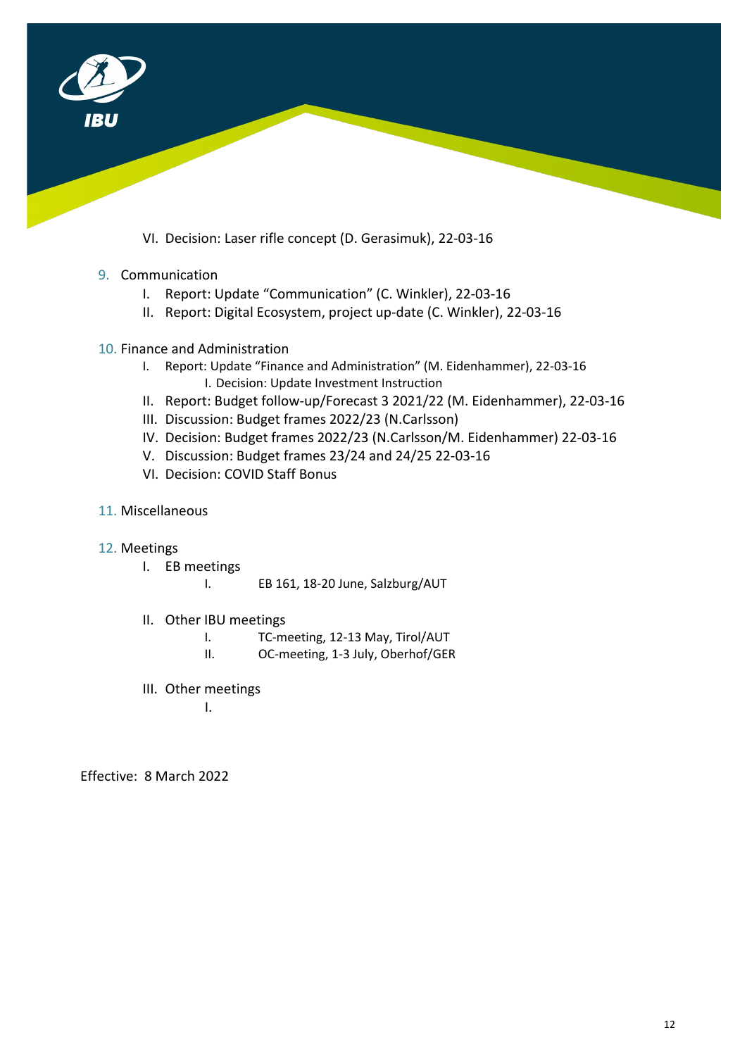VI. Decision: Laser rifle concept (D. Gerasimuk), 22-03-16

9. Communication
    I. Report: Update "Communication" (C. Winkler), 22-03-16
    II. Report: Digital Ecosystem, project up-date (C. Winkler), 22-03-16

10. Finance and Administration
    I. Report: Update "Finance and Administration" (M. Eidenhammer), 22-03-16
        I. Decision: Update Investment Instruction
    II. Report: Budget follow-up/Forecast 3 2021/22 (M. Eidenhammer), 22-03-16
    III. Discussion: Budget frames 2022/23 (N.Carlsson)
    IV. Decision: Budget frames 2022/23 (N.Carlsson/M. Eidenhammer) 22-03-16
    V. Discussion: Budget frames 23/24 and 24/25 22-03-16
    VI. Decision: COVID Staff Bonus

11. Miscellaneous

12. Meetings
    I. EB meetings
        I. EB 161, 18-20 June, Salzburg/AUT

    II. Other IBU meetings
        I. TC-meeting, 12-13 May, Tirol/AUT
        II. OC-meeting, 1-3 July, Oberhof/GER

    III. Other meetings
        I.

Effective: 8 March 2022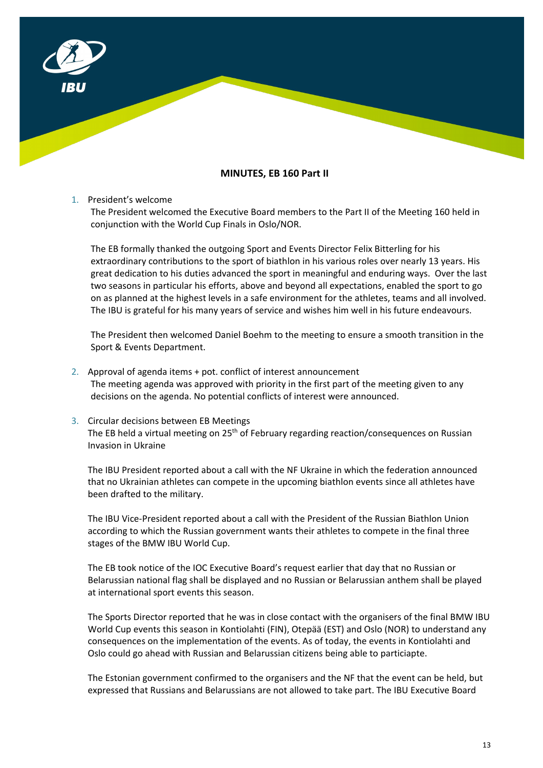# MINUTES, EB 160 Part II

1. President's welcome

   The President welcomed the Executive Board members to the Part II of the Meeting 160 held in conjunction with the World Cup Finals in Oslo/NOR.

   The EB formally thanked the outgoing Sport and Events Director Felix Bitterling for his extraordinary contributions to the sport of biathlon in his various roles over nearly 13 years. His great dedication to his duties advanced the sport in meaningful and enduring ways. Over the last two seasons in particular his efforts, above and beyond all expectations, enabled the sport to go on as planned at the highest levels in a safe environment for the athletes, teams and all involved. The IBU is grateful for his many years of service and wishes him well in his future endeavours.

   The President then welcomed Daniel Boehm to the meeting to ensure a smooth transition in the Sport & Events Department.

2. Approval of agenda items + pot. conflict of interest announcement

   The meeting agenda was approved with priority in the first part of the meeting given to any decisions on the agenda. No potential conflicts of interest were announced.

3. Circular decisions between EB Meetings

   The EB held a virtual meeting on 25th of February regarding reaction/consequences on Russian Invasion in Ukraine

   The IBU President reported about a call with the NF Ukraine in which the federation announced that no Ukrainian athletes can compete in the upcoming biathlon events since all athletes have been drafted to the military.

   The IBU Vice-President reported about a call with the President of the Russian Biathlon Union according to which the Russian government wants their athletes to compete in the final three stages of the BMW IBU World Cup.

   The EB took notice of the IOC Executive Board's request earlier that day that no Russian or Belarussian national flag shall be displayed and no Russian or Belarussian anthem shall be played at international sport events this season.

   The Sports Director reported that he was in close contact with the organisers of the final BMW IBU World Cup events this season in Kontiolahti (FIN), Otepää (EST) and Oslo (NOR) to understand any consequences on the implementation of the events. As of today, the events in Kontiolahti and Oslo could go ahead with Russian and Belarussian citizens being able to particiapte.

   The Estonian government confirmed to the organisers and the NF that the event can be held, but expressed that Russians and Belarussians are not allowed to take part. The IBU Executive Board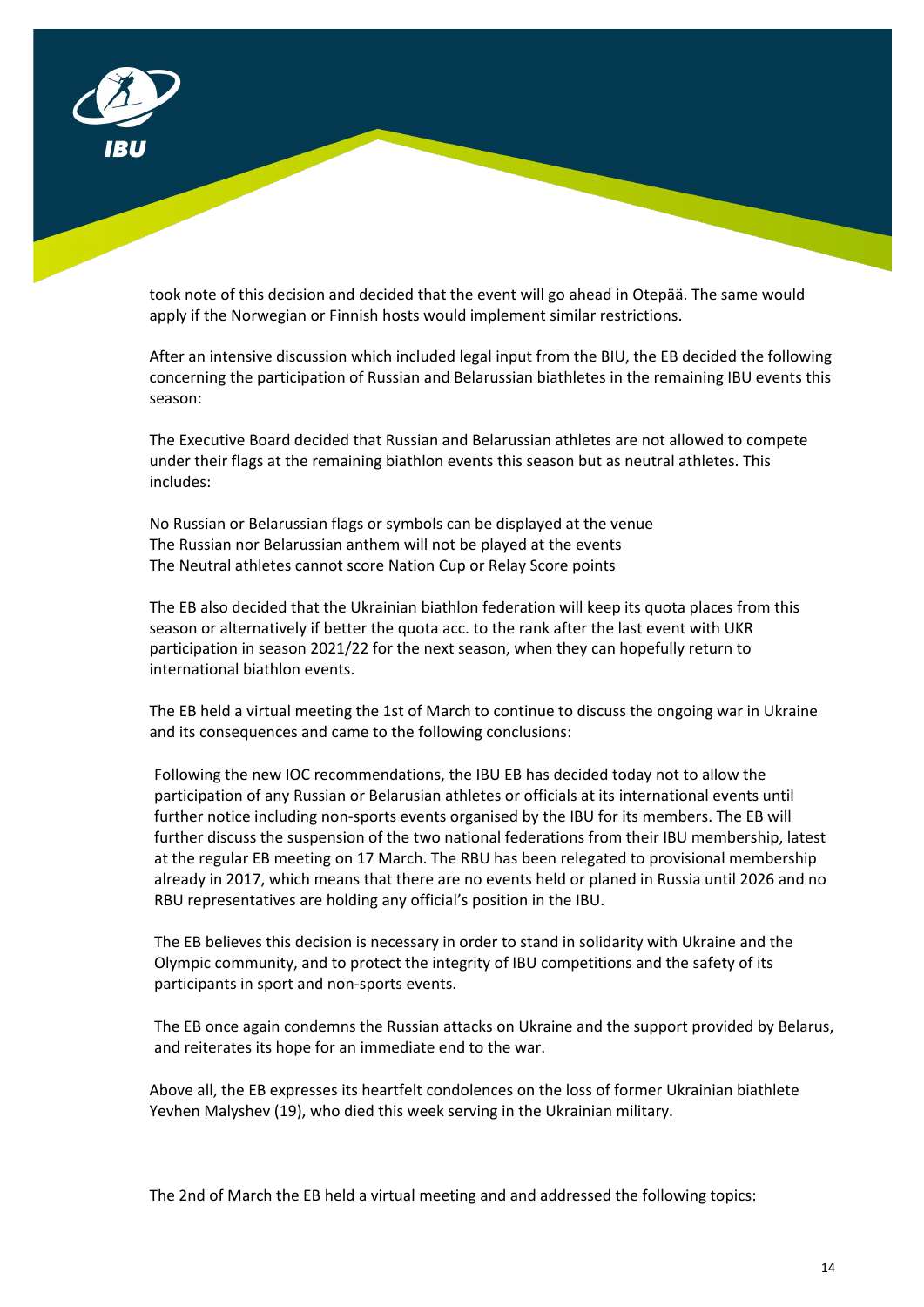took note of this decision and decided that the event will go ahead in Otepää. The same would apply if the Norwegian or Finnish hosts would implement similar restrictions.

After an intensive discussion which included legal input from the BIU, the EB decided the following concerning the participation of Russian and Belarussian biathletes in the remaining IBU events this season:

The Executive Board decided that Russian and Belarussian athletes are not allowed to compete under their flags at the remaining biathlon events this season but as neutral athletes. This includes:

No Russian or Belarussian flags or symbols can be displayed at the venue
The Russian nor Belarussian anthem will not be played at the events
The Neutral athletes cannot score Nation Cup or Relay Score points

The EB also decided that the Ukrainian biathlon federation will keep its quota places from this season or alternatively if better the quota acc. to the rank after the last event with UKR participation in season 2021/22 for the next season, when they can hopefully return to international biathlon events.

The EB held a virtual meeting the 1st of March to continue to discuss the ongoing war in Ukraine and its consequences and came to the following conclusions:

> Following the new IOC recommendations, the IBU EB has decided today not to allow the participation of any Russian or Belarusian athletes or officials at its international events until further notice including non-sports events organised by the IBU for its members. The EB will further discuss the suspension of the two national federations from their IBU membership, latest at the regular EB meeting on 17 March. The RBU has been relegated to provisional membership already in 2017, which means that there are no events held or planed in Russia until 2026 and no RBU representatives are holding any official's position in the IBU.
>
> The EB believes this decision is necessary in order to stand in solidarity with Ukraine and the Olympic community, and to protect the integrity of IBU competitions and the safety of its participants in sport and non-sports events.
>
> The EB once again condemns the Russian attacks on Ukraine and the support provided by Belarus, and reiterates its hope for an immediate end to the war.

Above all, the EB expresses its heartfelt condolences on the loss of former Ukrainian biathlete Yevhen Malyshev (19), who died this week serving in the Ukrainian military.

The 2nd of March the EB held a virtual meeting and and addressed the following topics: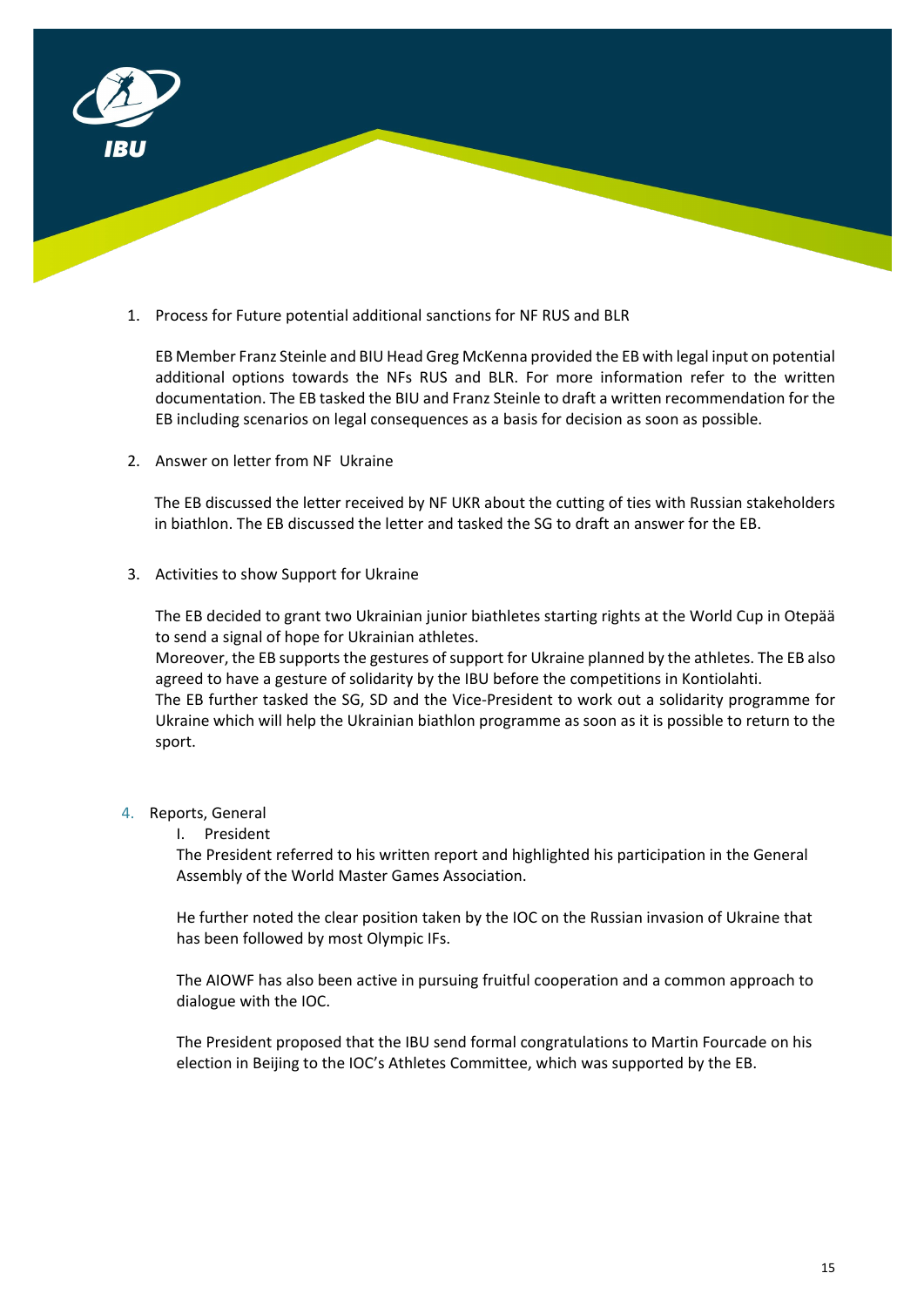1. Process for Future potential additional sanctions for NF RUS and BLR

   EB Member Franz Steinle and BIU Head Greg McKenna provided the EB with legal input on potential additional options towards the NFs RUS and BLR. For more information refer to the written documentation. The EB tasked the BIU and Franz Steinle to draft a written recommendation for the EB including scenarios on legal consequences as a basis for decision as soon as possible.

2. Answer on letter from NF Ukraine

   The EB discussed the letter received by NF UKR about the cutting of ties with Russian stakeholders in biathlon. The EB discussed the letter and tasked the SG to draft an answer for the EB.

3. Activities to show Support for Ukraine

   The EB decided to grant two Ukrainian junior biathletes starting rights at the World Cup in Otepää to send a signal of hope for Ukrainian athletes.
   Moreover, the EB supports the gestures of support for Ukraine planned by the athletes. The EB also agreed to have a gesture of solidarity by the IBU before the competitions in Kontiolahti.
   The EB further tasked the SG, SD and the Vice-President to work out a solidarity programme for Ukraine which will help the Ukrainian biathlon programme as soon as it is possible to return to the sport.

4. Reports, General

   I. President

   The President referred to his written report and highlighted his participation in the General Assembly of the World Master Games Association.

   He further noted the clear position taken by the IOC on the Russian invasion of Ukraine that has been followed by most Olympic IFs.

   The AIOWF has also been active in pursuing fruitful cooperation and a common approach to dialogue with the IOC.

   The President proposed that the IBU send formal congratulations to Martin Fourcade on his election in Beijing to the IOC's Athletes Committee, which was supported by the EB.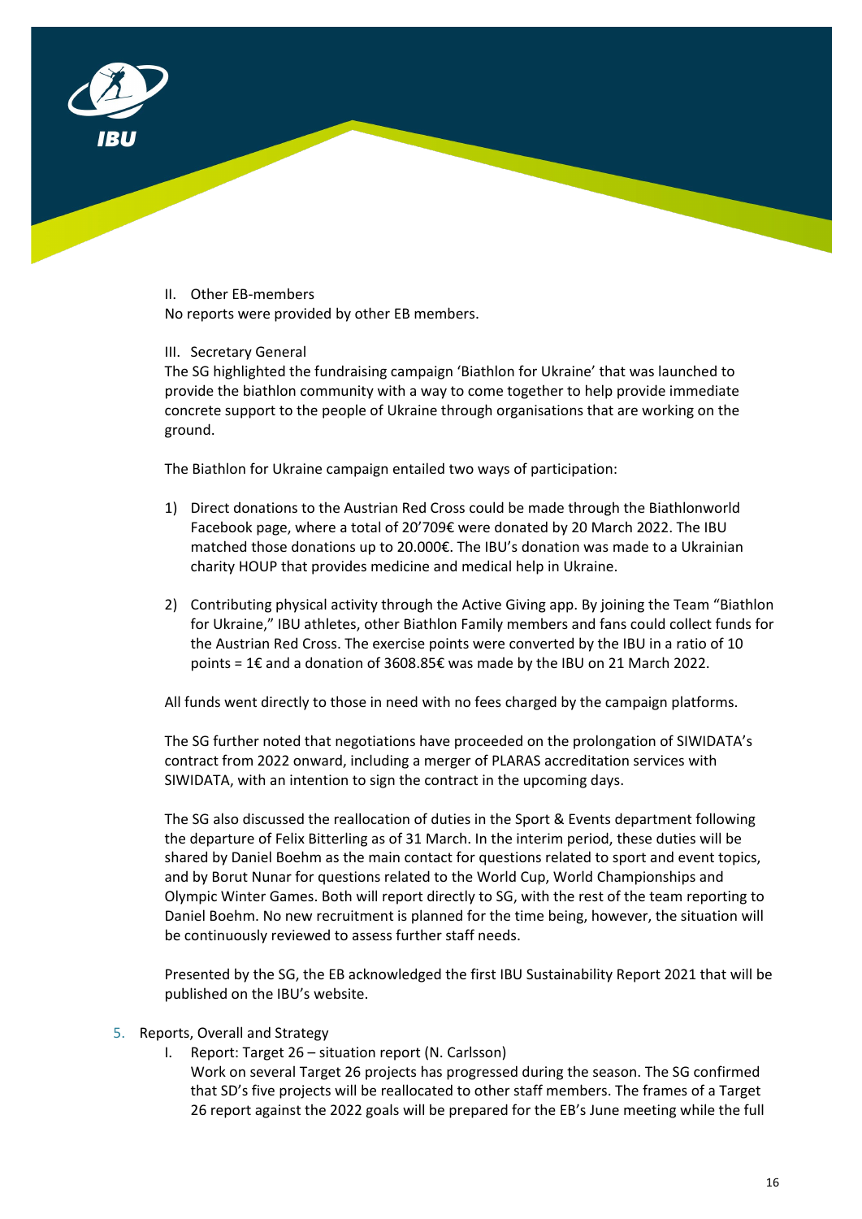II. Other EB-members

No reports were provided by other EB members.

III. Secretary General

The SG highlighted the fundraising campaign 'Biathlon for Ukraine' that was launched to provide the biathlon community with a way to come together to help provide immediate concrete support to the people of Ukraine through organisations that are working on the ground.

The Biathlon for Ukraine campaign entailed two ways of participation:

1) Direct donations to the Austrian Red Cross could be made through the Biathlonworld Facebook page, where a total of 20'709€ were donated by 20 March 2022. The IBU matched those donations up to 20.000€. The IBU's donation was made to a Ukrainian charity HOUP that provides medicine and medical help in Ukraine.

2) Contributing physical activity through the Active Giving app. By joining the Team "Biathlon for Ukraine," IBU athletes, other Biathlon Family members and fans could collect funds for the Austrian Red Cross. The exercise points were converted by the IBU in a ratio of 10 points = 1€ and a donation of 3608.85€ was made by the IBU on 21 March 2022.

All funds went directly to those in need with no fees charged by the campaign platforms.

The SG further noted that negotiations have proceeded on the prolongation of SIWIDATA's contract from 2022 onward, including a merger of PLARAS accreditation services with SIWIDATA, with an intention to sign the contract in the upcoming days.

The SG also discussed the reallocation of duties in the Sport & Events department following the departure of Felix Bitterling as of 31 March. In the interim period, these duties will be shared by Daniel Boehm as the main contact for questions related to sport and event topics, and by Borut Nunar for questions related to the World Cup, World Championships and Olympic Winter Games. Both will report directly to SG, with the rest of the team reporting to Daniel Boehm. No new recruitment is planned for the time being, however, the situation will be continuously reviewed to assess further staff needs.

Presented by the SG, the EB acknowledged the first IBU Sustainability Report 2021 that will be published on the IBU's website.

5. Reports, Overall and Strategy

I. Report: Target 26 – situation report (N. Carlsson)

Work on several Target 26 projects has progressed during the season. The SG confirmed that SD's five projects will be reallocated to other staff members. The frames of a Target 26 report against the 2022 goals will be prepared for the EB's June meeting while the full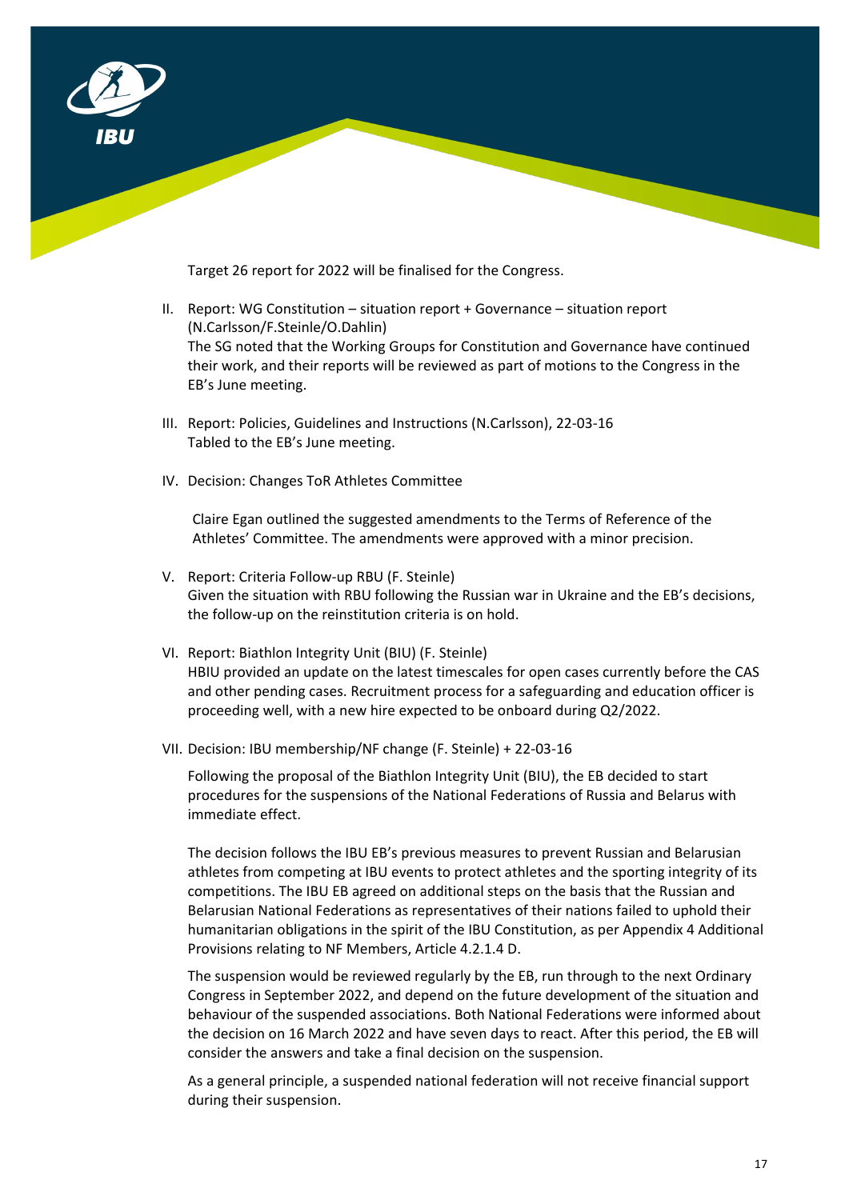Target 26 report for 2022 will be finalised for the Congress.

II. Report: WG Constitution – situation report + Governance – situation report (N.Carlsson/F.Steinle/O.Dahlin)
The SG noted that the Working Groups for Constitution and Governance have continued their work, and their reports will be reviewed as part of motions to the Congress in the EB's June meeting.

III. Report: Policies, Guidelines and Instructions (N.Carlsson), 22-03-16
Tabled to the EB's June meeting.

IV. Decision: Changes ToR Athletes Committee

Claire Egan outlined the suggested amendments to the Terms of Reference of the Athletes' Committee. The amendments were approved with a minor precision.

V. Report: Criteria Follow-up RBU (F. Steinle)
Given the situation with RBU following the Russian war in Ukraine and the EB's decisions, the follow-up on the reinstitution criteria is on hold.

VI. Report: Biathlon Integrity Unit (BIU) (F. Steinle)
HBIU provided an update on the latest timescales for open cases currently before the CAS and other pending cases. Recruitment process for a safeguarding and education officer is proceeding well, with a new hire expected to be onboard during Q2/2022.

VII. Decision: IBU membership/NF change (F. Steinle) + 22-03-16

Following the proposal of the Biathlon Integrity Unit (BIU), the EB decided to start procedures for the suspensions of the National Federations of Russia and Belarus with immediate effect.

The decision follows the IBU EB's previous measures to prevent Russian and Belarusian athletes from competing at IBU events to protect athletes and the sporting integrity of its competitions. The IBU EB agreed on additional steps on the basis that the Russian and Belarusian National Federations as representatives of their nations failed to uphold their humanitarian obligations in the spirit of the IBU Constitution, as per Appendix 4 Additional Provisions relating to NF Members, Article 4.2.1.4 D.

The suspension would be reviewed regularly by the EB, run through to the next Ordinary Congress in September 2022, and depend on the future development of the situation and behaviour of the suspended associations. Both National Federations were informed about the decision on 16 March 2022 and have seven days to react. After this period, the EB will consider the answers and take a final decision on the suspension.

As a general principle, a suspended national federation will not receive financial support during their suspension.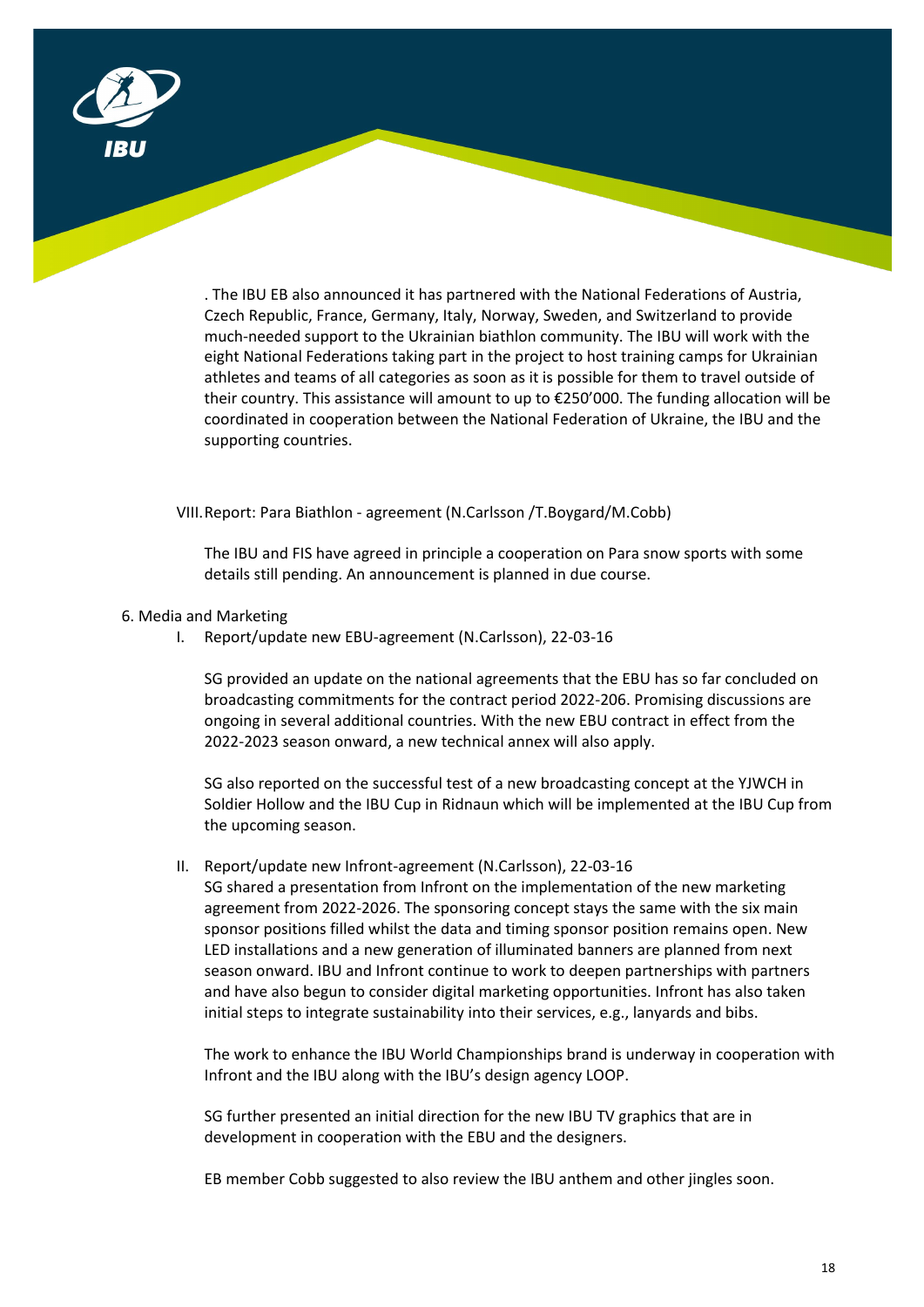. The IBU EB also announced it has partnered with the National Federations of Austria, Czech Republic, France, Germany, Italy, Norway, Sweden, and Switzerland to provide much-needed support to the Ukrainian biathlon community. The IBU will work with the eight National Federations taking part in the project to host training camps for Ukrainian athletes and teams of all categories as soon as it is possible for them to travel outside of their country. This assistance will amount to up to €250'000. The funding allocation will be coordinated in cooperation between the National Federation of Ukraine, the IBU and the supporting countries.

VIII. Report: Para Biathlon - agreement (N.Carlsson /T.Boygard/M.Cobb)

The IBU and FIS have agreed in principle a cooperation on Para snow sports with some details still pending. An announcement is planned in due course.

6. Media and Marketing

I. Report/update new EBU-agreement (N.Carlsson), 22-03-16

SG provided an update on the national agreements that the EBU has so far concluded on broadcasting commitments for the contract period 2022-206. Promising discussions are ongoing in several additional countries. With the new EBU contract in effect from the 2022-2023 season onward, a new technical annex will also apply.

SG also reported on the successful test of a new broadcasting concept at the YJWCH in Soldier Hollow and the IBU Cup in Ridnaun which will be implemented at the IBU Cup from the upcoming season.

II. Report/update new Infront-agreement (N.Carlsson), 22-03-16

SG shared a presentation from Infront on the implementation of the new marketing agreement from 2022-2026. The sponsoring concept stays the same with the six main sponsor positions filled whilst the data and timing sponsor position remains open. New LED installations and a new generation of illuminated banners are planned from next season onward. IBU and Infront continue to work to deepen partnerships with partners and have also begun to consider digital marketing opportunities. Infront has also taken initial steps to integrate sustainability into their services, e.g., lanyards and bibs.

The work to enhance the IBU World Championships brand is underway in cooperation with Infront and the IBU along with the IBU's design agency LOOP.

SG further presented an initial direction for the new IBU TV graphics that are in development in cooperation with the EBU and the designers.

EB member Cobb suggested to also review the IBU anthem and other jingles soon.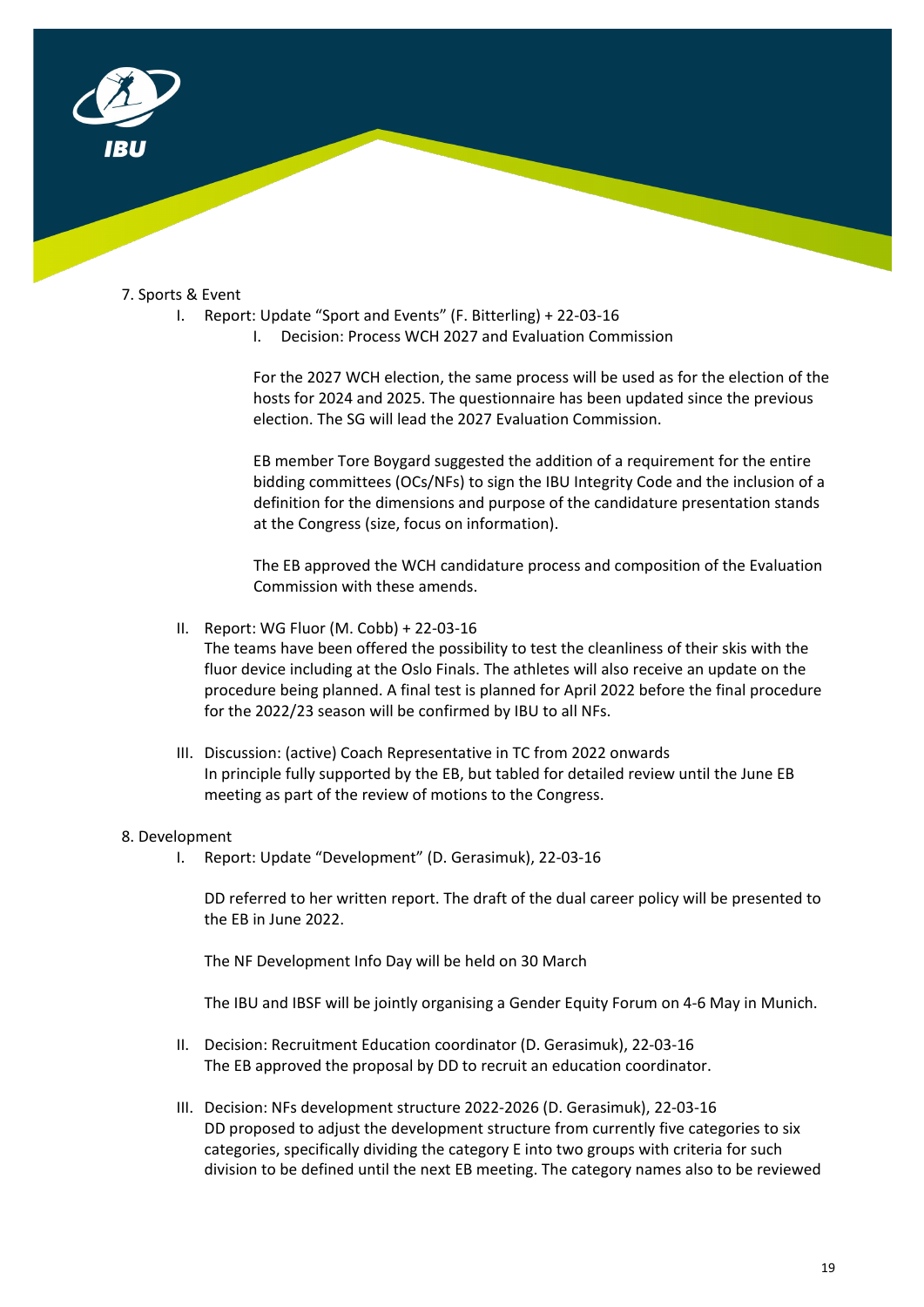7. Sports & Event

   I. Report: Update "Sport and Events" (F. Bitterling) + 22-03-16

      I. Decision: Process WCH 2027 and Evaluation Commission

      For the 2027 WCH election, the same process will be used as for the election of the hosts for 2024 and 2025. The questionnaire has been updated since the previous election. The SG will lead the 2027 Evaluation Commission.

      EB member Tore Boygard suggested the addition of a requirement for the entire bidding committees (OCs/NFs) to sign the IBU Integrity Code and the inclusion of a definition for the dimensions and purpose of the candidature presentation stands at the Congress (size, focus on information).

      The EB approved the WCH candidature process and composition of the Evaluation Commission with these amends.

   II. Report: WG Fluor (M. Cobb) + 22-03-16
   The teams have been offered the possibility to test the cleanliness of their skis with the fluor device including at the Oslo Finals. The athletes will also receive an update on the procedure being planned. A final test is planned for April 2022 before the final procedure for the 2022/23 season will be confirmed by IBU to all NFs.

   III. Discussion: (active) Coach Representative in TC from 2022 onwards
   In principle fully supported by the EB, but tabled for detailed review until the June EB meeting as part of the review of motions to the Congress.

8. Development

   I. Report: Update "Development" (D. Gerasimuk), 22-03-16

   DD referred to her written report. The draft of the dual career policy will be presented to the EB in June 2022.

   The NF Development Info Day will be held on 30 March

   The IBU and IBSF will be jointly organising a Gender Equity Forum on 4-6 May in Munich.

   II. Decision: Recruitment Education coordinator (D. Gerasimuk), 22-03-16
   The EB approved the proposal by DD to recruit an education coordinator.

   III. Decision: NFs development structure 2022-2026 (D. Gerasimuk), 22-03-16
   DD proposed to adjust the development structure from currently five categories to six categories, specifically dividing the category E into two groups with criteria for such division to be defined until the next EB meeting. The category names also to be reviewed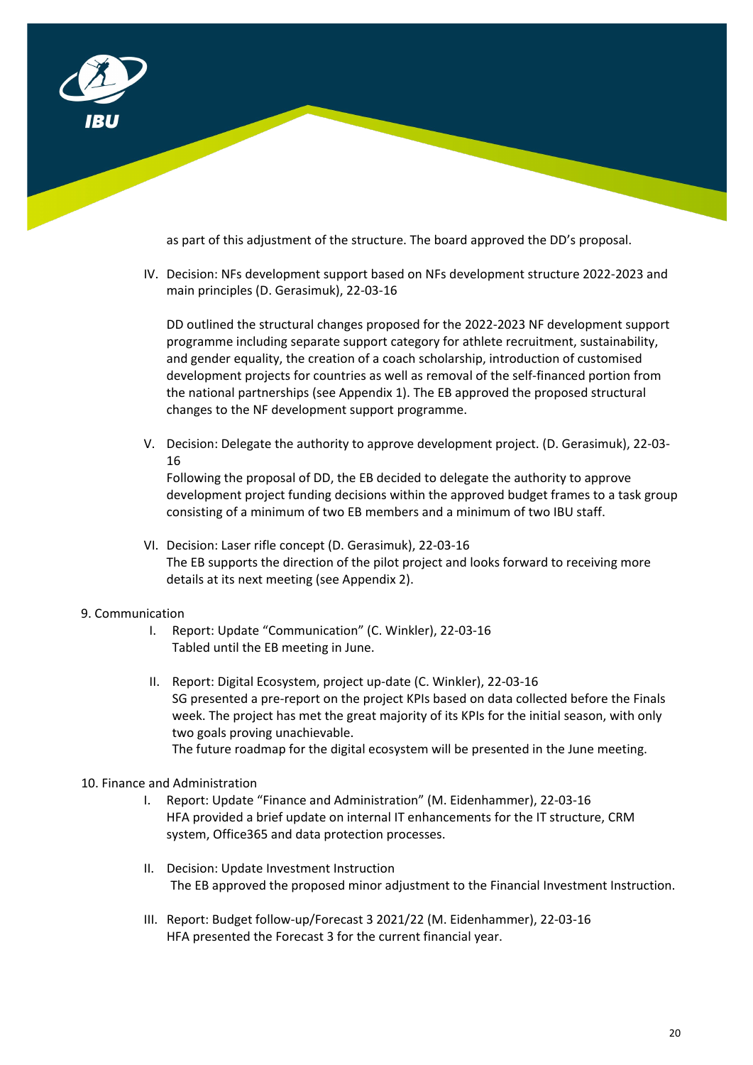as part of this adjustment of the structure. The board approved the DD's proposal.

IV. Decision: NFs development support based on NFs development structure 2022-2023 and main principles (D. Gerasimuk), 22-03-16

   DD outlined the structural changes proposed for the 2022-2023 NF development support programme including separate support category for athlete recruitment, sustainability, and gender equality, the creation of a coach scholarship, introduction of customised development projects for countries as well as removal of the self-financed portion from the national partnerships (see Appendix 1). The EB approved the proposed structural changes to the NF development support programme.

V. Decision: Delegate the authority to approve development project. (D. Gerasimuk), 22-03-16
   Following the proposal of DD, the EB decided to delegate the authority to approve development project funding decisions within the approved budget frames to a task group consisting of a minimum of two EB members and a minimum of two IBU staff.

VI. Decision: Laser rifle concept (D. Gerasimuk), 22-03-16
   The EB supports the direction of the pilot project and looks forward to receiving more details at its next meeting (see Appendix 2).

9. Communication

I. Report: Update "Communication" (C. Winkler), 22-03-16
   Tabled until the EB meeting in June.

II. Report: Digital Ecosystem, project up-date (C. Winkler), 22-03-16
   SG presented a pre-report on the project KPIs based on data collected before the Finals week. The project has met the great majority of its KPIs for the initial season, with only two goals proving unachievable.
   The future roadmap for the digital ecosystem will be presented in the June meeting.

10. Finance and Administration

I. Report: Update "Finance and Administration" (M. Eidenhammer), 22-03-16
   HFA provided a brief update on internal IT enhancements for the IT structure, CRM system, Office365 and data protection processes.

II. Decision: Update Investment Instruction
   The EB approved the proposed minor adjustment to the Financial Investment Instruction.

III. Report: Budget follow-up/Forecast 3 2021/22 (M. Eidenhammer), 22-03-16
   HFA presented the Forecast 3 for the current financial year.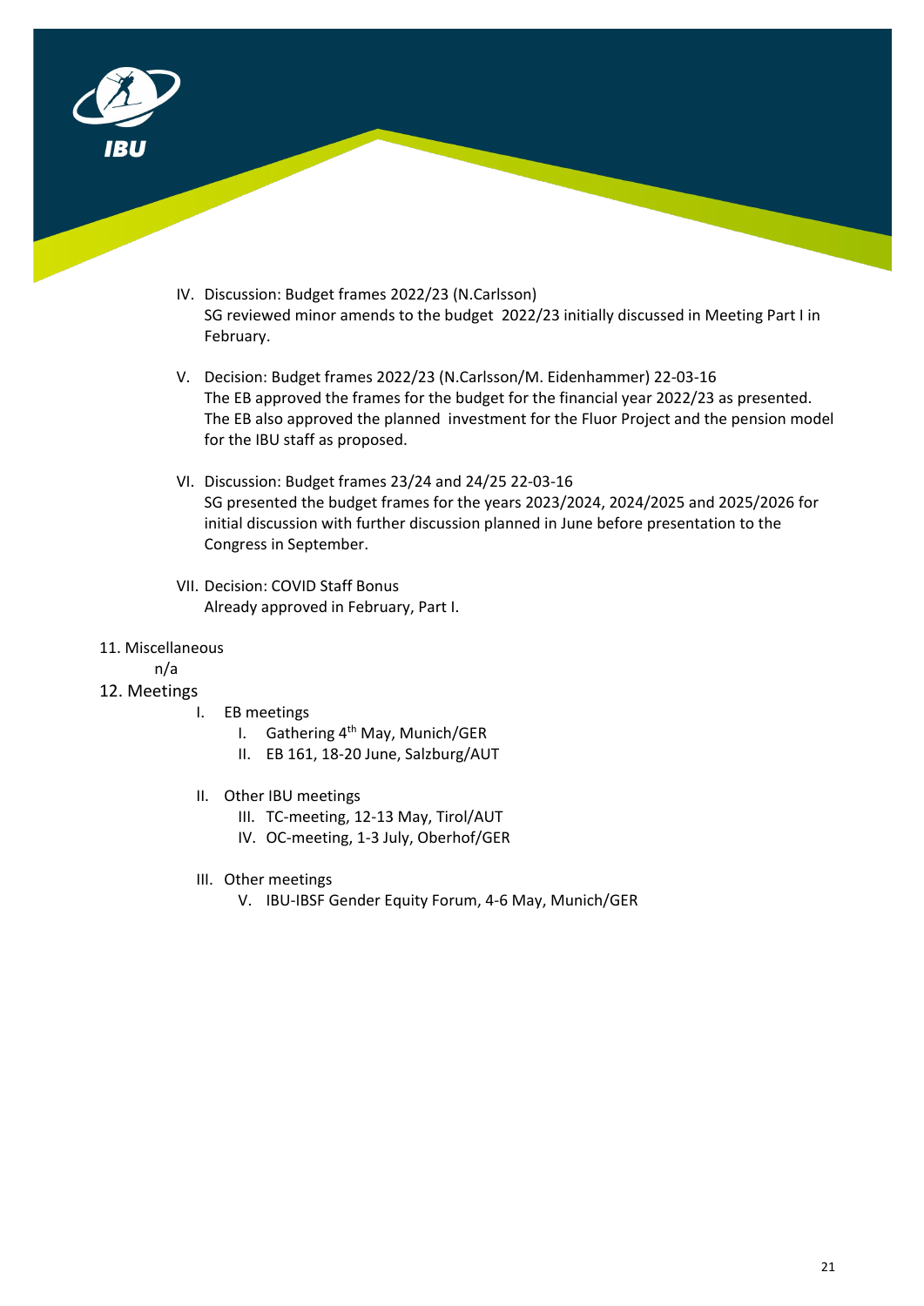IV. Discussion: Budget frames 2022/23 (N.Carlsson)
   SG reviewed minor amends to the budget 2022/23 initially discussed in Meeting Part I in February.

V. Decision: Budget frames 2022/23 (N.Carlsson/M. Eidenhammer) 22-03-16
   The EB approved the frames for the budget for the financial year 2022/23 as presented. The EB also approved the planned investment for the Fluor Project and the pension model for the IBU staff as proposed.

VI. Discussion: Budget frames 23/24 and 24/25 22-03-16
   SG presented the budget frames for the years 2023/2024, 2024/2025 and 2025/2026 for initial discussion with further discussion planned in June before presentation to the Congress in September.

VII. Decision: COVID Staff Bonus
   Already approved in February, Part I.

11. Miscellaneous
   n/a

12. Meetings
   I. EB meetings
      I. Gathering 4th May, Munich/GER
      II. EB 161, 18-20 June, Salzburg/AUT

   II. Other IBU meetings
      III. TC-meeting, 12-13 May, Tirol/AUT
      IV. OC-meeting, 1-3 July, Oberhof/GER

   III. Other meetings
      V. IBU-IBSF Gender Equity Forum, 4-6 May, Munich/GER